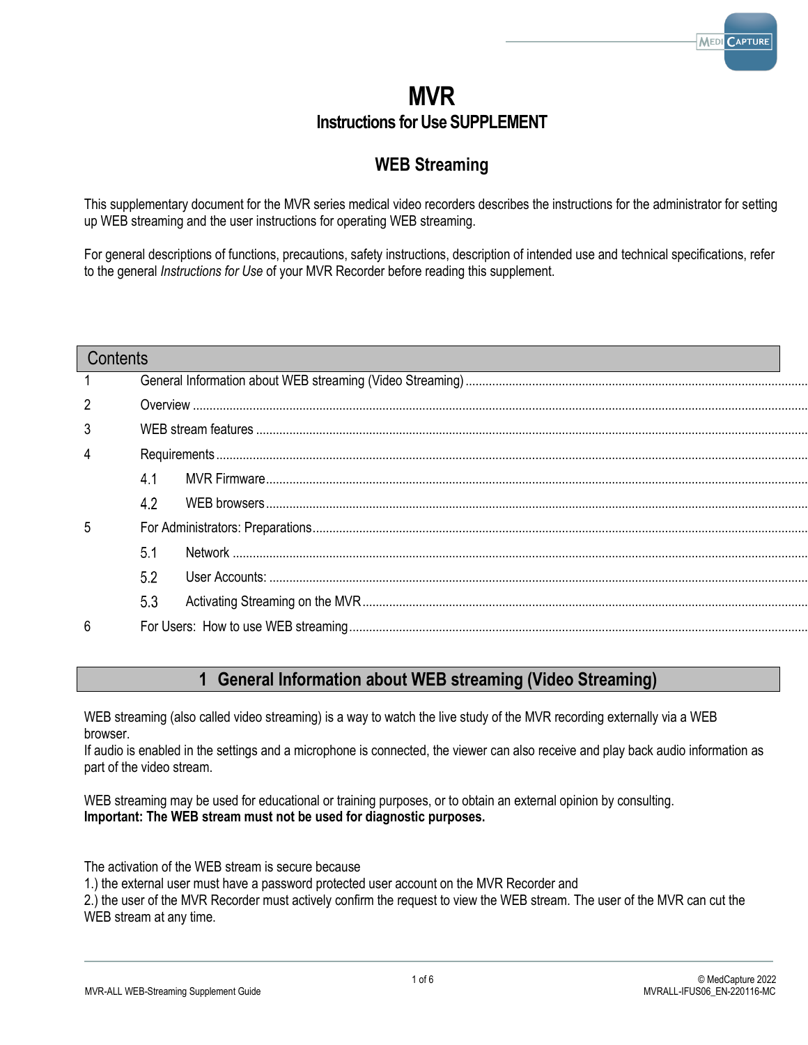# MVR

## Instructions for Use SUPPLEMENT

## WEB Streaming

This supplementary document for the MVR series medical video recorders describes the instructions for the administrator for setting up WEB streaming and the user instructions for operating WEB streaming.

For general descriptions of functions, precautions, safety instructions, description of intended use and technical specifications, refer to the general *Instructions for Use* of your MVR Recorder before reading this supplement.

## Contents

1 General Information about WEB streaming (Video Streaming)
2 Overview
3 WEB stream features
4 Requirements
- 4.1 MVR Firmware
- 4.2 WEB browsers

5 For Administrators: Preparations
- 5.1 Network
- 5.2 User Accounts:
- 5.3 Activating Streaming on the MVR

6 For Users: How to use WEB streaming

## 1 General Information about WEB streaming (Video Streaming)

WEB streaming (also called video streaming) is a way to watch the live study of the MVR recording externally via a WEB browser.
If audio is enabled in the settings and a microphone is connected, the viewer can also receive and play back audio information as part of the video stream.

WEB streaming may be used for educational or training purposes, or to obtain an external opinion by consulting.
**Important: The WEB stream must not be used for diagnostic purposes.**

The activation of the WEB stream is secure because
1.) the external user must have a password protected user account on the MVR Recorder and
2.) the user of the MVR Recorder must actively confirm the request to view the WEB stream. The user of the MVR can cut the WEB stream at any time.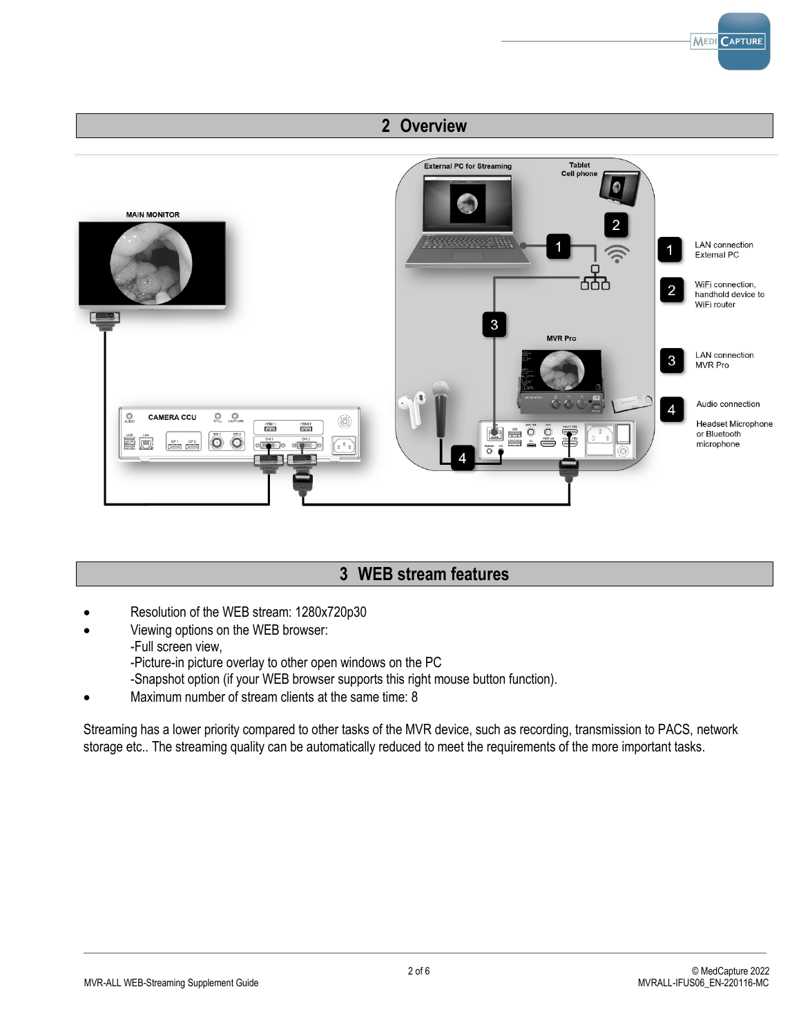## 2 Overview

1 LAN connection External PC

2 WiFi connection, handhold device to WiFi router

3 LAN connection MVR Pro

4 Audio connection

Headset Microphone or Bluetooth microphone

## 3 WEB stream features

- Resolution of the WEB stream: 1280x720p30
- Viewing options on the WEB browser:
  -Full screen view,
  -Picture-in picture overlay to other open windows on the PC
  -Snapshot option (if your WEB browser supports this right mouse button function).
- Maximum number of stream clients at the same time: 8

Streaming has a lower priority compared to other tasks of the MVR device, such as recording, transmission to PACS, network storage etc.. The streaming quality can be automatically reduced to meet the requirements of the more important tasks.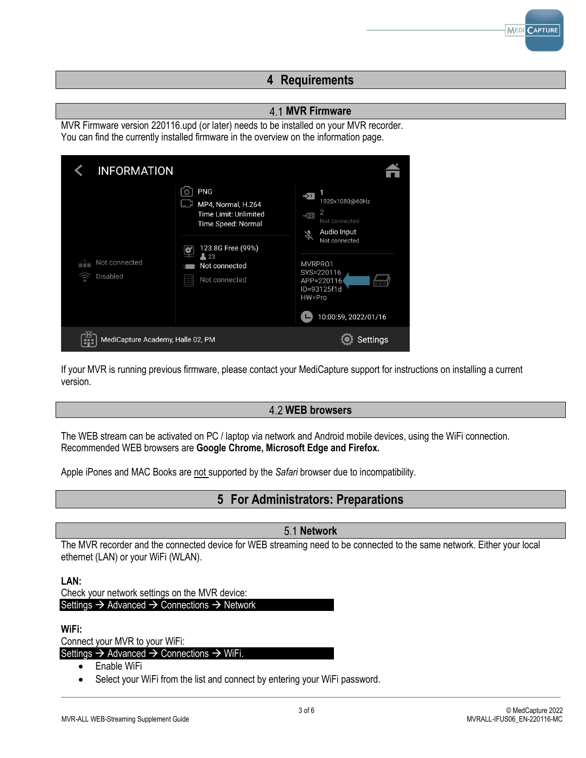# 4 Requirements

## 4.1 MVR Firmware

MVR Firmware version 220116.upd (or later) needs to be installed on your MVR recorder.
You can find the currently installed firmware in the overview on the information page.

If your MVR is running previous firmware, please contact your MediCapture support for instructions on installing a current version.

## 4.2 WEB browsers

The WEB stream can be activated on PC / laptop via network and Android mobile devices, using the WiFi connection.
Recommended WEB browsers are **Google Chrome, Microsoft Edge and Firefox.**

Apple iPones and MAC Books are not supported by the *Safari* browser due to incompatibility.

# 5 For Administrators: Preparations

## 5.1 Network

The MVR recorder and the connected device for WEB streaming need to be connected to the same network. Either your local ethernet (LAN) or your WiFi (WLAN).

**LAN:**
Check your network settings on the MVR device:
Settings → Advanced → Connections → Network

**WiFi:**
Connect your MVR to your WiFi:
Settings → Advanced → Connections → WiFi.

- Enable WiFi
- Select your WiFi from the list and connect by entering your WiFi password.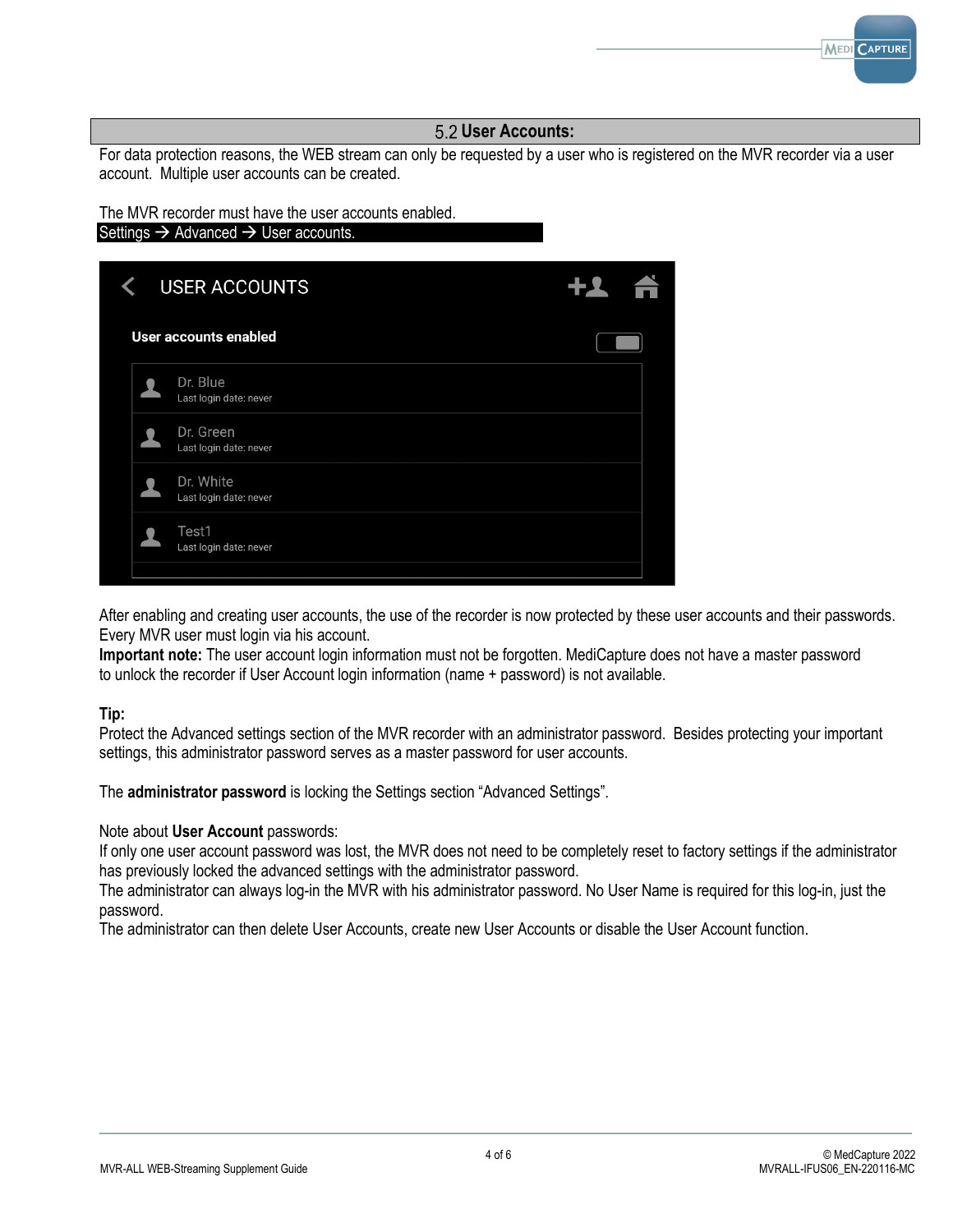## 5.2 User Accounts:

For data protection reasons, the WEB stream can only be requested by a user who is registered on the MVR recorder via a user account. Multiple user accounts can be created.

The MVR recorder must have the user accounts enabled.
Settings → Advanced → User accounts.

USER ACCOUNTS

**User accounts enabled**

Dr. Blue
Last login date: never

Dr. Green
Last login date: never

Dr. White
Last login date: never

Test1
Last login date: never

After enabling and creating user accounts, the use of the recorder is now protected by these user accounts and their passwords. Every MVR user must login via his account.
**Important note:** The user account login information must not be forgotten. MediCapture does not have a master password to unlock the recorder if User Account login information (name + password) is not available.

**Tip:**
Protect the Advanced settings section of the MVR recorder with an administrator password. Besides protecting your important settings, this administrator password serves as a master password for user accounts.

The **administrator password** is locking the Settings section “Advanced Settings”.

Note about **User Account** passwords:
If only one user account password was lost, the MVR does not need to be completely reset to factory settings if the administrator has previously locked the advanced settings with the administrator password.
The administrator can always log-in the MVR with his administrator password. No User Name is required for this log-in, just the password.
The administrator can then delete User Accounts, create new User Accounts or disable the User Account function.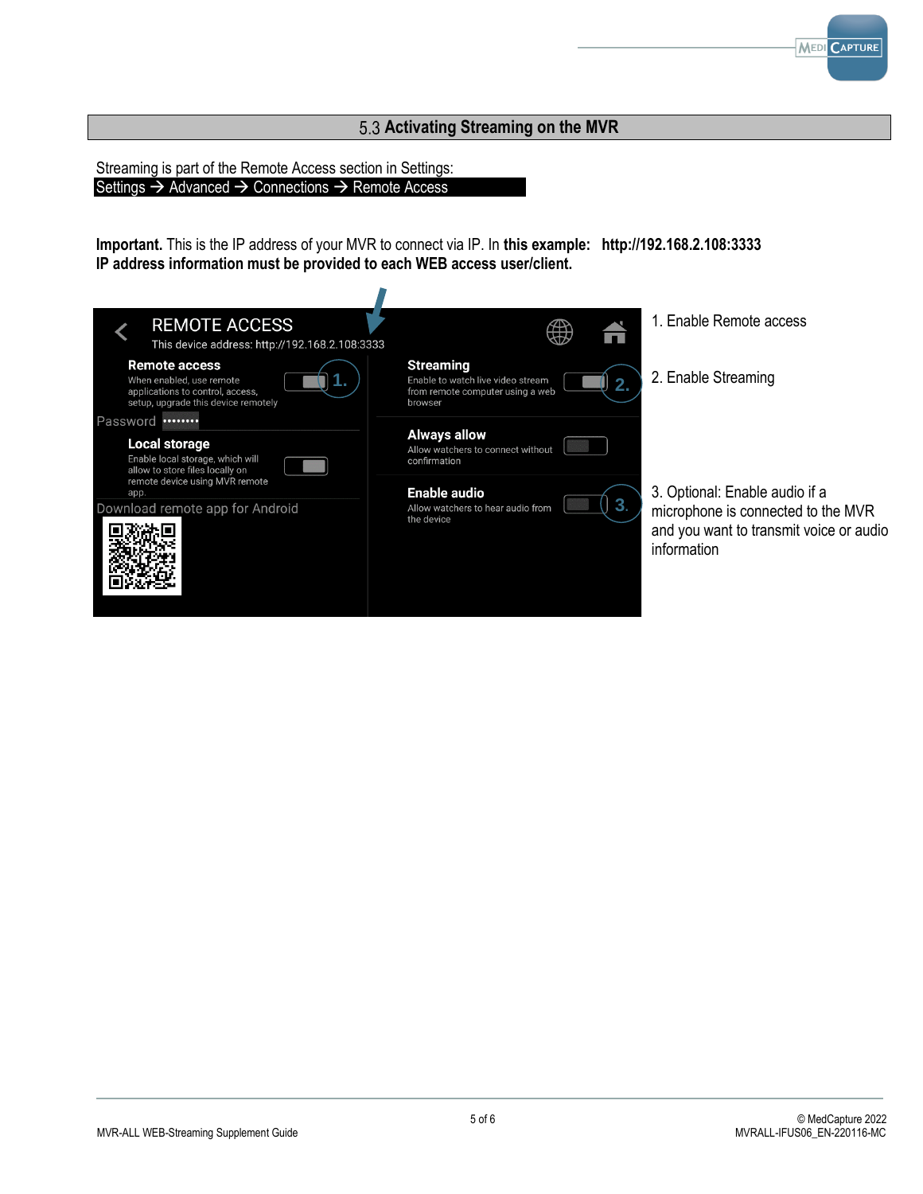## 5.3 Activating Streaming on the MVR

Streaming is part of the Remote Access section in Settings:

**Settings → Advanced → Connections → Remote Access**

**Important.** This is the IP address of your MVR to connect via IP. In **this example: http://192.168.2.108:3333**
**IP address information must be provided to each WEB access user/client.**

REMOTE ACCESS
This device address: http://192.168.2.108:3333

**Remote access**
When enabled, use remote applications to control, access, setup, upgrade this device remotely

Password ••••••••

**Local storage**
Enable local storage, which will allow to store files locally on remote device using MVR remote app.

Download remote app for Android

**Streaming**
Enable to watch live video stream from remote computer using a web browser

**Always allow**
Allow watchers to connect without confirmation

**Enable audio**
Allow watchers to hear audio from the device

1. Enable Remote access
2. Enable Streaming
3. Optional: Enable audio if a microphone is connected to the MVR and you want to transmit voice or audio information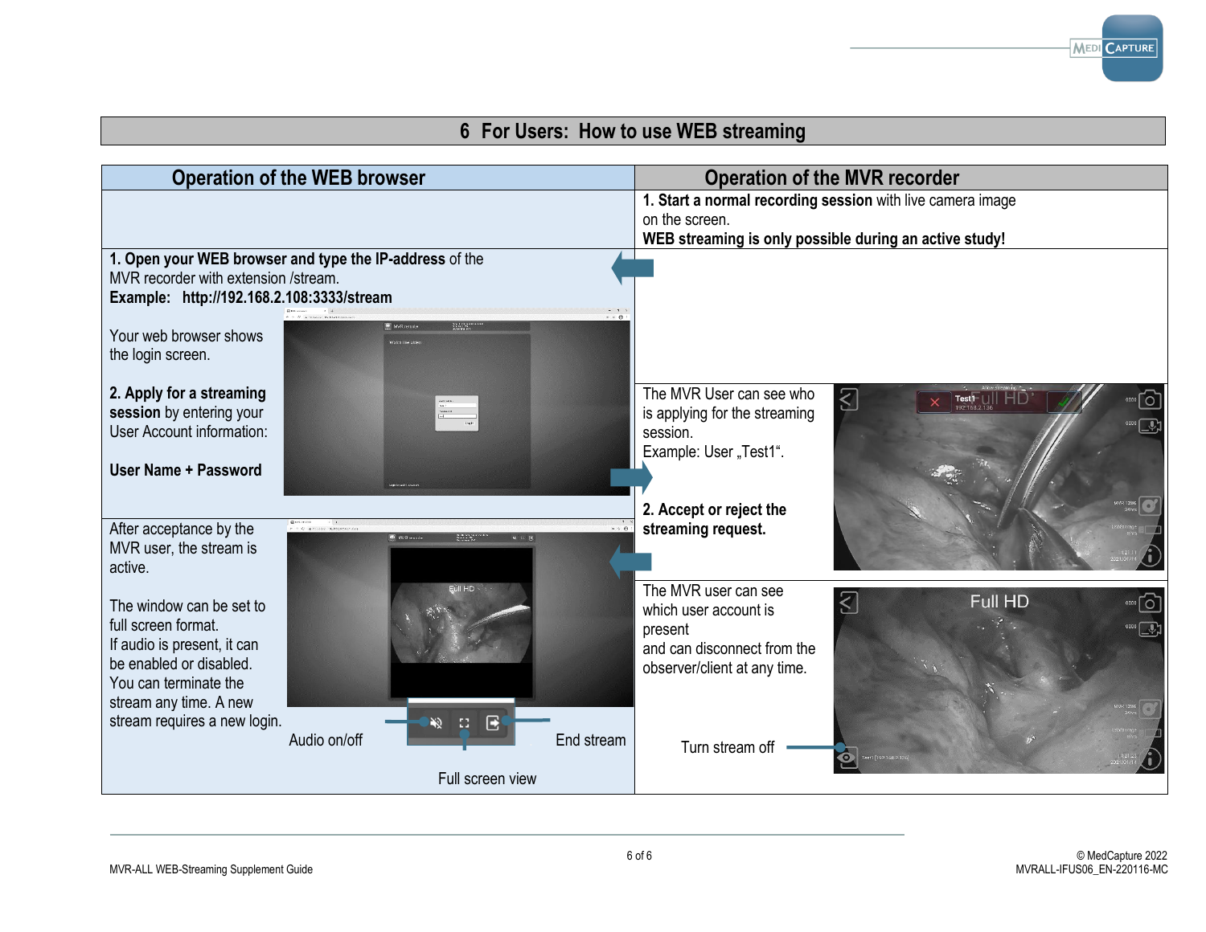# 6 For Users: How to use WEB streaming

| Operation of the WEB browser | Operation of the MVR recorder |
|---|---|
| | **1. Start a normal recording session** with live camera image on the screen. **WEB streaming is only possible during an active study!** |
| **1. Open your WEB browser and type the IP-address** of the MVR recorder with extension /stream. **Example: http://192.168.2.108:3333/stream** | |
| Your web browser shows the login screen. **2. Apply for a streaming session** by entering your User Account information: **User Name + Password** | The MVR User can see who is applying for the streaming session. Example: User „Test1". **2. Accept or reject the streaming request.** |
| After acceptance by the MVR user, the stream is active. The window can be set to full screen format. If audio is present, it can be enabled or disabled. You can terminate the stream any time. A new stream requires a new login. Audio on/off · End stream · Full screen view | The MVR user can see which user account is present and can disconnect from the observer/client at any time. Turn stream off |

MVR-ALL WEB-Streaming Supplement Guide

© MedCapture 2022
MVRALL-IFUS06_EN-220116-MC